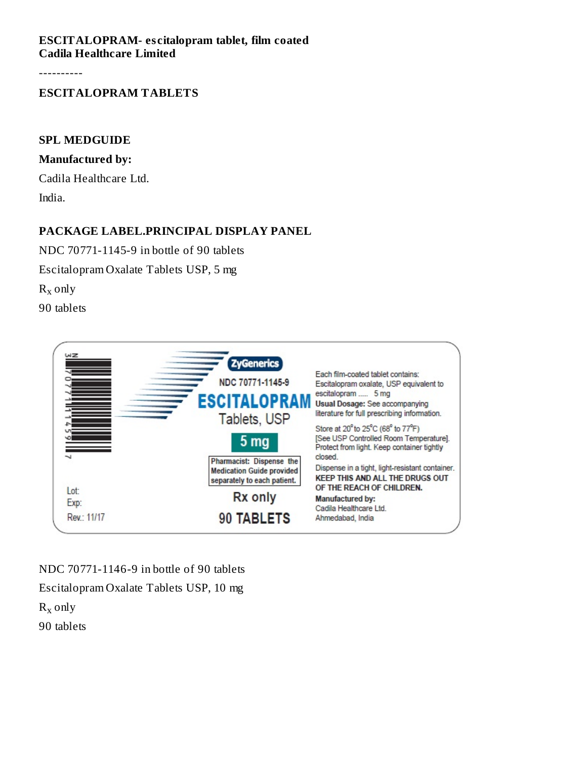**ESCITALOPRAM- escitalopram tablet, film coated**
**Cadila Healthcare Limited**

----------

## ESCITALOPRAM TABLETS

### SPL MEDGUIDE

**Manufactured by:**

Cadila Healthcare Ltd.

India.

### PACKAGE LABEL.PRINCIPAL DISPLAY PANEL

NDC 70771-1145-9 in bottle of 90 tablets

Escitalopram Oxalate Tablets USP, 5 mg

$R_x$ only

90 tablets

ZyGenerics

NDC 70771-1145-9

ESCITALOPRAM

Tablets, USP

5 mg

Pharmacist: Dispense the Medication Guide provided separately to each patient.

Rx only

90 TABLETS

Each film-coated tablet contains: Escitalopram oxalate, USP equivalent to escitalopram ..... 5 mg

**Usual Dosage:** See accompanying literature for full prescribing information.

Store at 20° to 25°C (68° to 77°F) [See USP Controlled Room Temperature]. Protect from light. Keep container tightly closed.

Dispense in a tight, light-resistant container.

**KEEP THIS AND ALL THE DRUGS OUT OF THE REACH OF CHILDREN.**

**Manufactured by:**
Cadila Healthcare Ltd.
Ahmedabad, India

Lot:
Exp:
Rev.: 11/17

NDC 70771-1146-9 in bottle of 90 tablets

Escitalopram Oxalate Tablets USP, 10 mg

$R_x$ only

90 tablets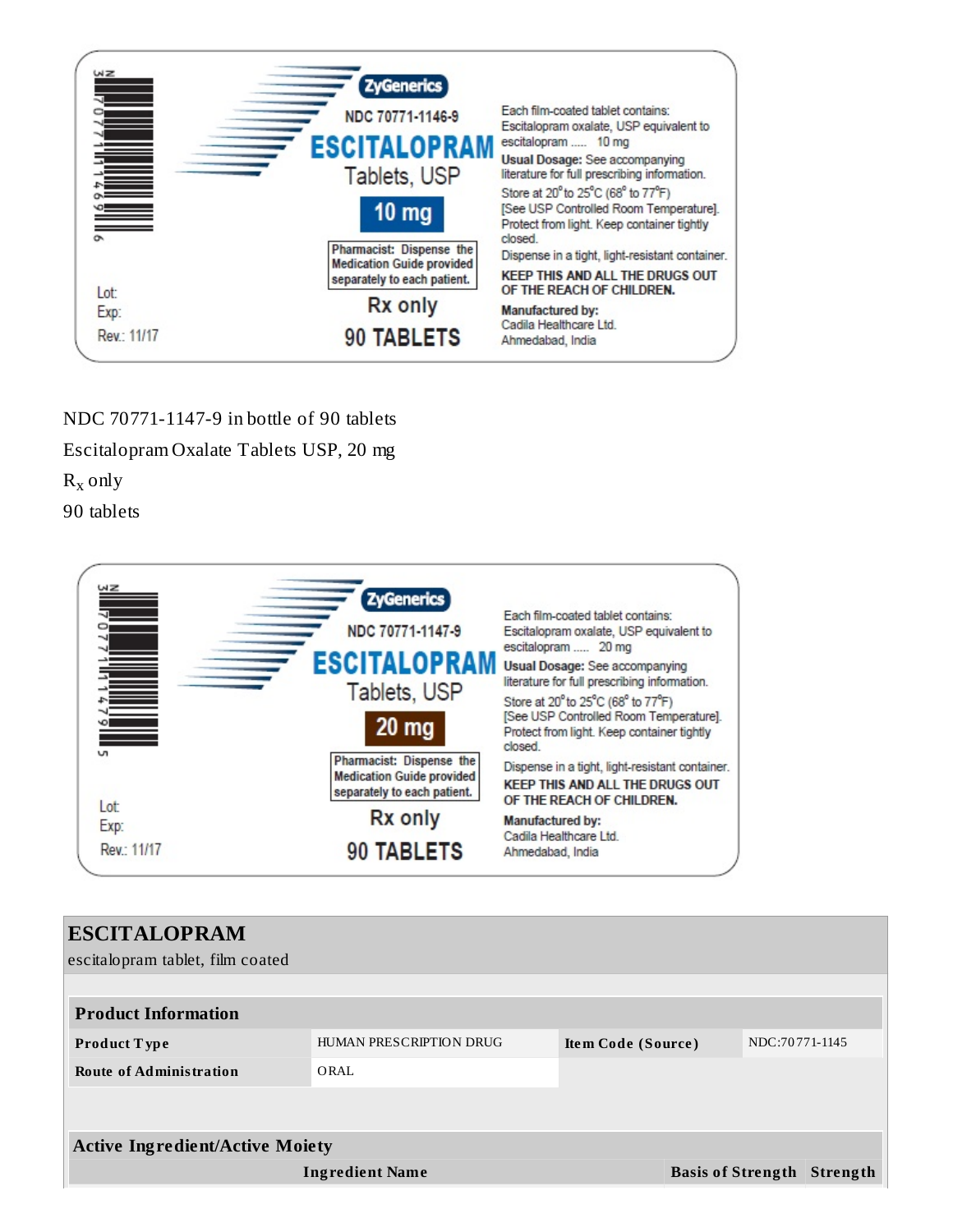ZyGenerics

NDC 70771-1146-9

**ESCITALOPRAM** Tablets, USP

**10 mg**

Pharmacist: Dispense the Medication Guide provided separately to each patient.

Rx only

**90 TABLETS**

Each film-coated tablet contains: Escitalopram oxalate, USP equivalent to escitalopram ..... 10 mg

**Usual Dosage:** See accompanying literature for full prescribing information.

Store at 20° to 25°C (68° to 77°F) [See USP Controlled Room Temperature]. Protect from light. Keep container tightly closed.

Dispense in a tight, light-resistant container.

**KEEP THIS AND ALL THE DRUGS OUT OF THE REACH OF CHILDREN.**

**Manufactured by:** Cadila Healthcare Ltd. Ahmedabad, India

Lot:
Exp:
Rev.: 11/17

NDC 70771-1147-9 in bottle of 90 tablets

Escitalopram Oxalate Tablets USP, 20 mg

$R_x$ only

90 tablets

ZyGenerics

NDC 70771-1147-9

**ESCITALOPRAM** Tablets, USP

**20 mg**

Pharmacist: Dispense the Medication Guide provided separately to each patient.

Rx only

**90 TABLETS**

Each film-coated tablet contains: Escitalopram oxalate, USP equivalent to escitalopram ..... 20 mg

**Usual Dosage:** See accompanying literature for full prescribing information.

Store at 20° to 25°C (68° to 77°F) [See USP Controlled Room Temperature]. Protect from light. Keep container tightly closed.

Dispense in a tight, light-resistant container.

**KEEP THIS AND ALL THE DRUGS OUT OF THE REACH OF CHILDREN.**

**Manufactured by:** Cadila Healthcare Ltd. Ahmedabad, India

Lot:
Exp:
Rev.: 11/17

## ESCITALOPRAM

escitalopram tablet, film coated

| **Product Information** | | | |
|---|---|---|---|
| **Product Type** | HUMAN PRESCRIPTION DRUG | **Item Code (Source)** | NDC:70771-1145 |
| **Route of Administration** | ORAL | | |

| **Active Ingredient/Active Moiety** | | |
|---|---|---|
| **Ingredient Name** | **Basis of Strength** | **Strength** |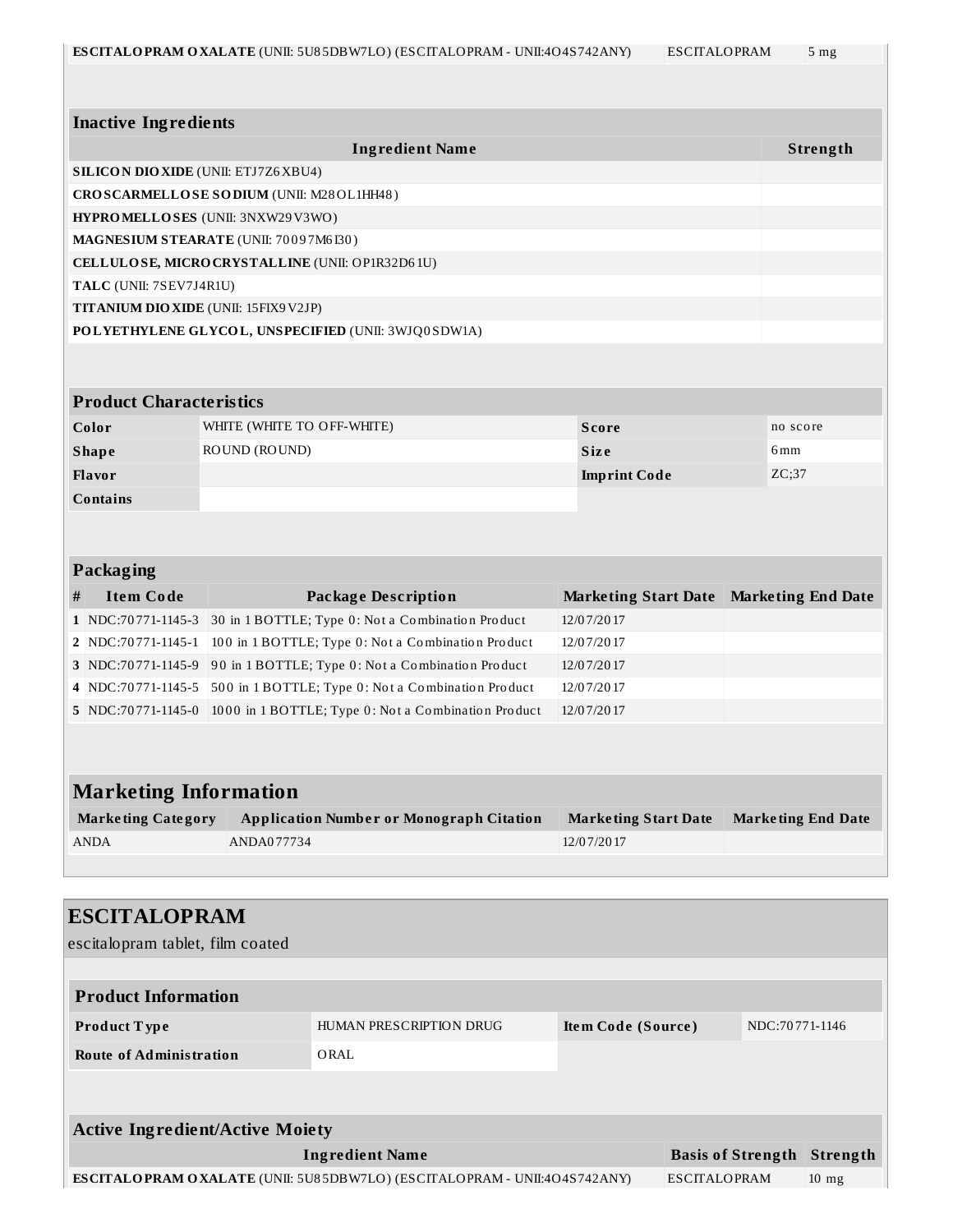| ESCITALOPRAM OXALATE (UNII: 5U85DBW7LO) (ESCITALOPRAM - UNII:4O4S742ANY) | ESCITALOPRAM | 5 mg |
|---|---|---|

| Inactive Ingredients | |
|---|---|
| **Ingredient Name** | **Strength** |
| **SILICON DIOXIDE** (UNII: ETJ7Z6XBU4) | |
| **CROSCARMELLOSE SODIUM** (UNII: M28OL1HH48) | |
| **HYPROMELLOSES** (UNII: 3NXW29V3WO) | |
| **MAGNESIUM STEARATE** (UNII: 70097M6I30) | |
| **CELLULOSE, MICROCRYSTALLINE** (UNII: OP1R32D61U) | |
| **TALC** (UNII: 7SEV7J4R1U) | |
| **TITANIUM DIOXIDE** (UNII: 15FIX9V2JP) | |
| **POLYETHYLENE GLYCOL, UNSPECIFIED** (UNII: 3WJQ0SDW1A) | |

| Product Characteristics | | | |
|---|---|---|---|
| **Color** | WHITE (WHITE TO OFF-WHITE) | **Score** | no score |
| **Shape** | ROUND (ROUND) | **Size** | 6mm |
| **Flavor** | | **Imprint Code** | ZC;37 |
| **Contains** | | | |

| Packaging | | | | |
|---|---|---|---|---|
| **#** | **Item Code** | **Package Description** | **Marketing Start Date** | **Marketing End Date** |
| **1** | NDC:70771-1145-3 | 30 in 1 BOTTLE; Type 0: Not a Combination Product | 12/07/2017 | |
| **2** | NDC:70771-1145-1 | 100 in 1 BOTTLE; Type 0: Not a Combination Product | 12/07/2017 | |
| **3** | NDC:70771-1145-9 | 90 in 1 BOTTLE; Type 0: Not a Combination Product | 12/07/2017 | |
| **4** | NDC:70771-1145-5 | 500 in 1 BOTTLE; Type 0: Not a Combination Product | 12/07/2017 | |
| **5** | NDC:70771-1145-0 | 1000 in 1 BOTTLE; Type 0: Not a Combination Product | 12/07/2017 | |

| Marketing Information | | | |
|---|---|---|---|
| **Marketing Category** | **Application Number or Monograph Citation** | **Marketing Start Date** | **Marketing End Date** |
| ANDA | ANDA077734 | 12/07/2017 | |

# ESCITALOPRAM

escitalopram tablet, film coated

| Product Information | | | |
|---|---|---|---|
| **Product Type** | HUMAN PRESCRIPTION DRUG | **Item Code (Source)** | NDC:70771-1146 |
| **Route of Administration** | ORAL | | |

| Active Ingredient/Active Moiety | | |
|---|---|---|
| **Ingredient Name** | **Basis of Strength** | **Strength** |
| **ESCITALOPRAM OXALATE** (UNII: 5U85DBW7LO) (ESCITALOPRAM - UNII:4O4S742ANY) | ESCITALOPRAM | 10 mg |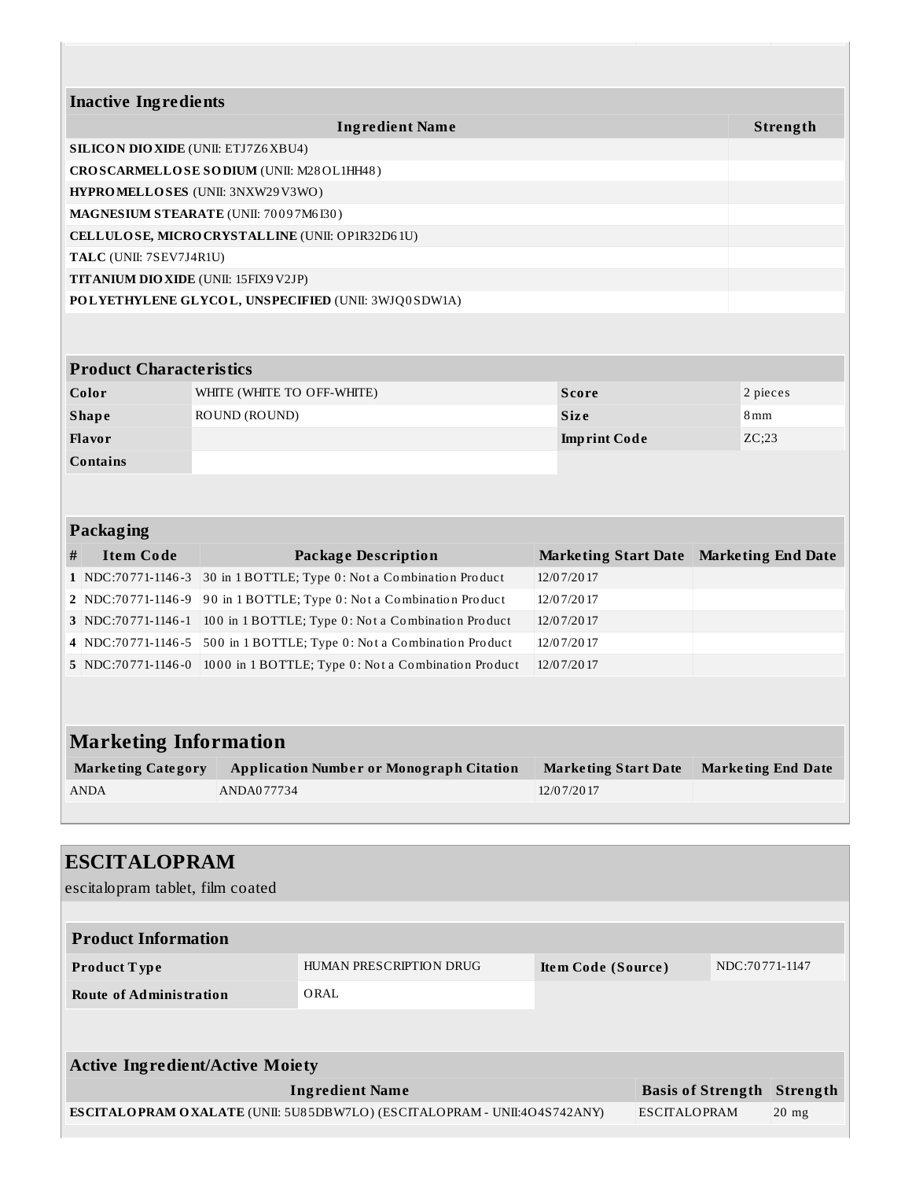### Inactive Ingredients

| Ingredient Name | Strength |
|---|---|
| **SILICON DIOXIDE** (UNII: ETJ7Z6XBU4) | |
| **CROSCARMELLOSE SODIUM** (UNII: M28OL1HH48) | |
| **HYPROMELLOSES** (UNII: 3NXW29V3WO) | |
| **MAGNESIUM STEARATE** (UNII: 70097M6I30) | |
| **CELLULOSE, MICROCRYSTALLINE** (UNII: OP1R32D61U) | |
| **TALC** (UNII: 7SEV7J4R1U) | |
| **TITANIUM DIOXIDE** (UNII: 15FIX9V2JP) | |
| **POLYETHYLENE GLYCOL, UNSPECIFIED** (UNII: 3WJQ0SDW1A) | |

### Product Characteristics

| | | | |
|---|---|---|---|
| **Color** | WHITE (WHITE TO OFF-WHITE) | **Score** | 2 pieces |
| **Shape** | ROUND (ROUND) | **Size** | 8mm |
| **Flavor** | | **Imprint Code** | ZC;23 |
| **Contains** | | | |

### Packaging

| # | Item Code | Package Description | Marketing Start Date | Marketing End Date |
|---|---|---|---|---|
| 1 | NDC:70771-1146-3 | 30 in 1 BOTTLE; Type 0: Not a Combination Product | 12/07/2017 | |
| 2 | NDC:70771-1146-9 | 90 in 1 BOTTLE; Type 0: Not a Combination Product | 12/07/2017 | |
| 3 | NDC:70771-1146-1 | 100 in 1 BOTTLE; Type 0: Not a Combination Product | 12/07/2017 | |
| 4 | NDC:70771-1146-5 | 500 in 1 BOTTLE; Type 0: Not a Combination Product | 12/07/2017 | |
| 5 | NDC:70771-1146-0 | 1000 in 1 BOTTLE; Type 0: Not a Combination Product | 12/07/2017 | |

### Marketing Information

| Marketing Category | Application Number or Monograph Citation | Marketing Start Date | Marketing End Date |
|---|---|---|---|
| ANDA | ANDA077734 | 12/07/2017 | |

## ESCITALOPRAM

escitalopram tablet, film coated

### Product Information

| | | | |
|---|---|---|---|
| **Product Type** | HUMAN PRESCRIPTION DRUG | **Item Code (Source)** | NDC:70771-1147 |
| **Route of Administration** | ORAL | | |

### Active Ingredient/Active Moiety

| Ingredient Name | Basis of Strength | Strength |
|---|---|---|
| **ESCITALOPRAM OXALATE** (UNII: 5U85DBW7LO) (ESCITALOPRAM - UNII:4O4S742ANY) | ESCITALOPRAM | 20 mg |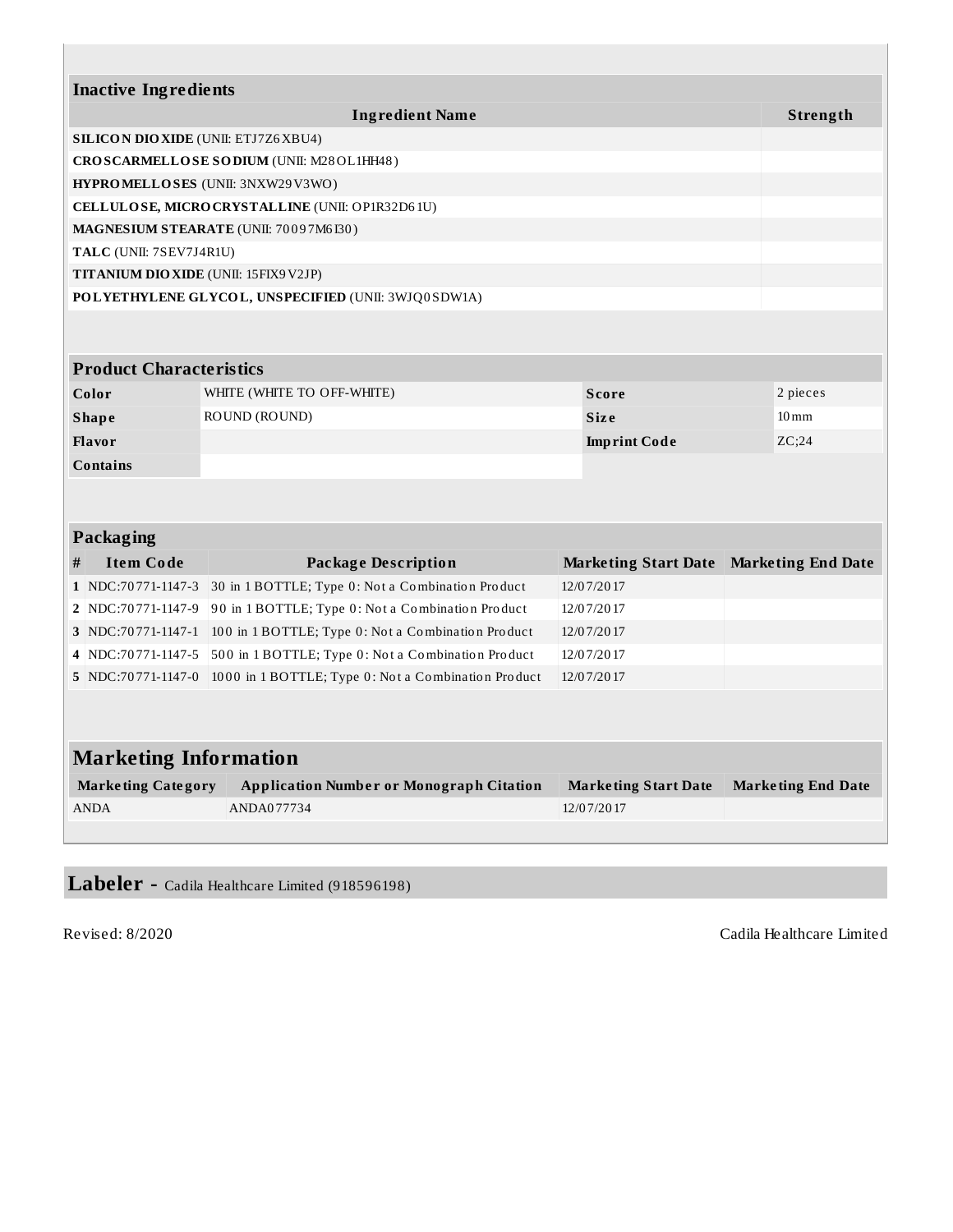### Inactive Ingredients

| Ingredient Name | Strength |
| --- | --- |
| **SILICON DIOXIDE** (UNII: ETJ7Z6XBU4) | |
| **CROSCARMELLOSE SODIUM** (UNII: M28OL1HH48) | |
| **HYPROMELLOSES** (UNII: 3NXW29V3WO) | |
| **CELLULOSE, MICROCRYSTALLINE** (UNII: OP1R32D61U) | |
| **MAGNESIUM STEARATE** (UNII: 70097M6I30) | |
| **TALC** (UNII: 7SEV7J4R1U) | |
| **TITANIUM DIOXIDE** (UNII: 15FIX9V2JP) | |
| **POLYETHYLENE GLYCOL, UNSPECIFIED** (UNII: 3WJQ0SDW1A) | |

### Product Characteristics

| | | | |
| --- | --- | --- | --- |
| **Color** | WHITE (WHITE TO OFF-WHITE) | **Score** | 2 pieces |
| **Shape** | ROUND (ROUND) | **Size** | 10mm |
| **Flavor** | | **Imprint Code** | ZC;24 |
| **Contains** | | | |

### Packaging

| # | Item Code | Package Description | Marketing Start Date | Marketing End Date |
| --- | --- | --- | --- | --- |
| 1 | NDC:70771-1147-3 | 30 in 1 BOTTLE; Type 0: Not a Combination Product | 12/07/2017 | |
| 2 | NDC:70771-1147-9 | 90 in 1 BOTTLE; Type 0: Not a Combination Product | 12/07/2017 | |
| 3 | NDC:70771-1147-1 | 100 in 1 BOTTLE; Type 0: Not a Combination Product | 12/07/2017 | |
| 4 | NDC:70771-1147-5 | 500 in 1 BOTTLE; Type 0: Not a Combination Product | 12/07/2017 | |
| 5 | NDC:70771-1147-0 | 1000 in 1 BOTTLE; Type 0: Not a Combination Product | 12/07/2017 | |

### Marketing Information

| Marketing Category | Application Number or Monograph Citation | Marketing Start Date | Marketing End Date |
| --- | --- | --- | --- |
| ANDA | ANDA077734 | 12/07/2017 | |

## Labeler - Cadila Healthcare Limited (918596198)

Revised: 8/2020

Cadila Healthcare Limited